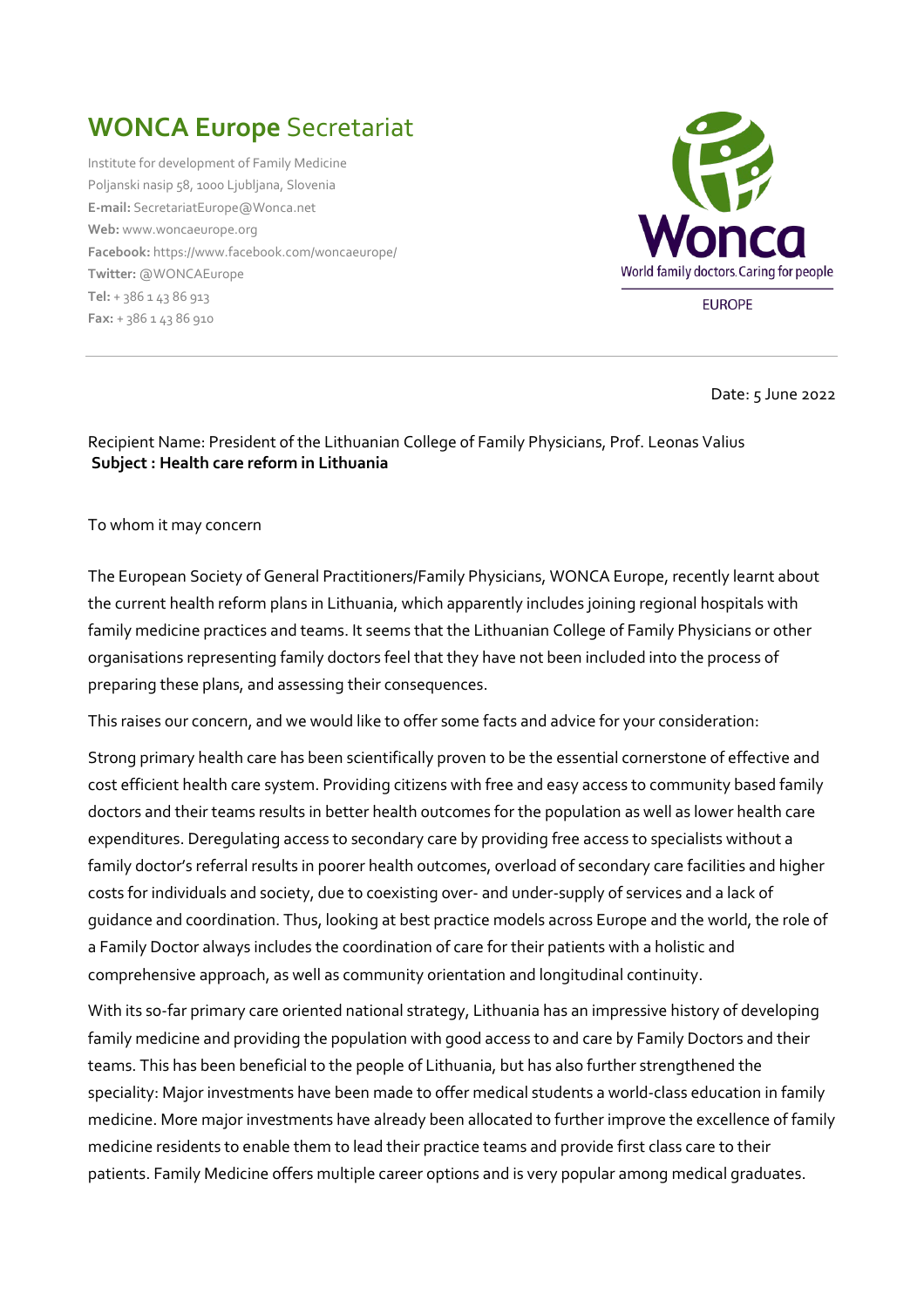# **WONCA Europe** Secretariat

Institute for development of Family Medicine
Poljanski nasip 58, 1000 Ljubljana, Slovenia
**E-mail:** SecretariatEurope@Wonca.net
**Web:** www.woncaeurope.org
**Facebook:** https://www.facebook.com/woncaeurope/
**Twitter:** @WONCAEurope
**Tel:** + 386 1 43 86 913
**Fax:** + 386 1 43 86 910

Wonca
World family doctors. Caring for people
EUROPE

---

Date: 5 June 2022

Recipient Name: President of the Lithuanian College of Family Physicians, Prof. Leonas Valius
**Subject : Health care reform in Lithuania**

To whom it may concern

The European Society of General Practitioners/Family Physicians, WONCA Europe, recently learnt about the current health reform plans in Lithuania, which apparently includes joining regional hospitals with family medicine practices and teams. It seems that the Lithuanian College of Family Physicians or other organisations representing family doctors feel that they have not been included into the process of preparing these plans, and assessing their consequences.

This raises our concern, and we would like to offer some facts and advice for your consideration:

Strong primary health care has been scientifically proven to be the essential cornerstone of effective and cost efficient health care system. Providing citizens with free and easy access to community based family doctors and their teams results in better health outcomes for the population as well as lower health care expenditures. Deregulating access to secondary care by providing free access to specialists without a family doctor's referral results in poorer health outcomes, overload of secondary care facilities and higher costs for individuals and society, due to coexisting over- and under-supply of services and a lack of guidance and coordination. Thus, looking at best practice models across Europe and the world, the role of a Family Doctor always includes the coordination of care for their patients with a holistic and comprehensive approach, as well as community orientation and longitudinal continuity.

With its so-far primary care oriented national strategy, Lithuania has an impressive history of developing family medicine and providing the population with good access to and care by Family Doctors and their teams. This has been beneficial to the people of Lithuania, but has also further strengthened the speciality: Major investments have been made to offer medical students a world-class education in family medicine. More major investments have already been allocated to further improve the excellence of family medicine residents to enable them to lead their practice teams and provide first class care to their patients. Family Medicine offers multiple career options and is very popular among medical graduates.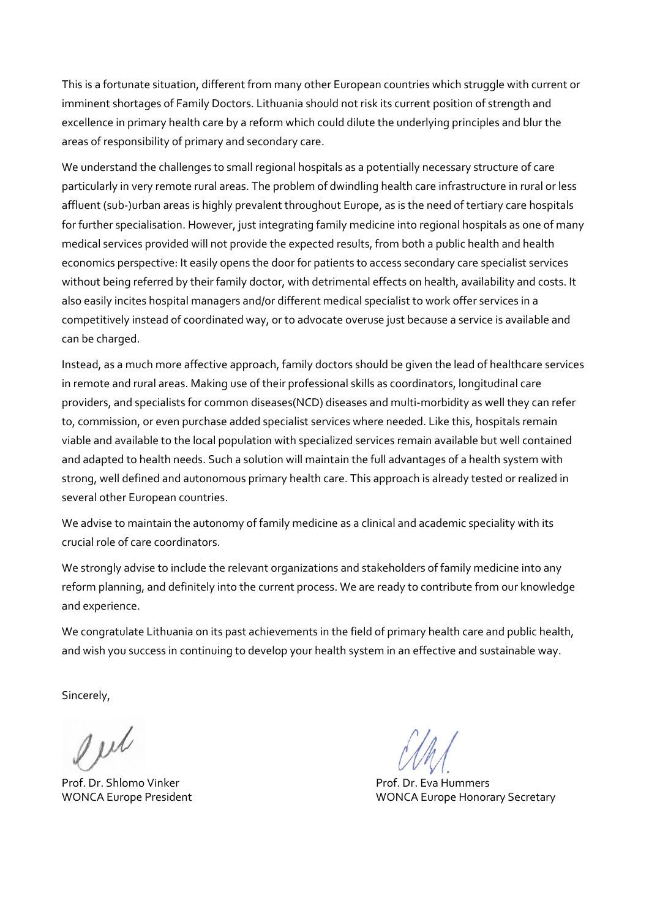This is a fortunate situation, different from many other European countries which struggle with current or imminent shortages of Family Doctors. Lithuania should not risk its current position of strength and excellence in primary health care by a reform which could dilute the underlying principles and blur the areas of responsibility of primary and secondary care.

We understand the challenges to small regional hospitals as a potentially necessary structure of care particularly in very remote rural areas. The problem of dwindling health care infrastructure in rural or less affluent (sub-)urban areas is highly prevalent throughout Europe, as is the need of tertiary care hospitals for further specialisation. However, just integrating family medicine into regional hospitals as one of many medical services provided will not provide the expected results, from both a public health and health economics perspective: It easily opens the door for patients to access secondary care specialist services without being referred by their family doctor, with detrimental effects on health, availability and costs. It also easily incites hospital managers and/or different medical specialist to work offer services in a competitively instead of coordinated way, or to advocate overuse just because a service is available and can be charged.

Instead, as a much more affective approach, family doctors should be given the lead of healthcare services in remote and rural areas. Making use of their professional skills as coordinators, longitudinal care providers, and specialists for common diseases(NCD) diseases and multi-morbidity as well they can refer to, commission, or even purchase added specialist services where needed. Like this, hospitals remain viable and available to the local population with specialized services remain available but well contained and adapted to health needs. Such a solution will maintain the full advantages of a health system with strong, well defined and autonomous primary health care. This approach is already tested or realized in several other European countries.

We advise to maintain the autonomy of family medicine as a clinical and academic speciality with its crucial role of care coordinators.

We strongly advise to include the relevant organizations and stakeholders of family medicine into any reform planning, and definitely into the current process. We are ready to contribute from our knowledge and experience.

We congratulate Lithuania on its past achievements in the field of primary health care and public health, and wish you success in continuing to develop your health system in an effective and sustainable way.

Sincerely,

Prof. Dr. Shlomo Vinker
WONCA Europe President

Prof. Dr. Eva Hummers
WONCA Europe Honorary Secretary